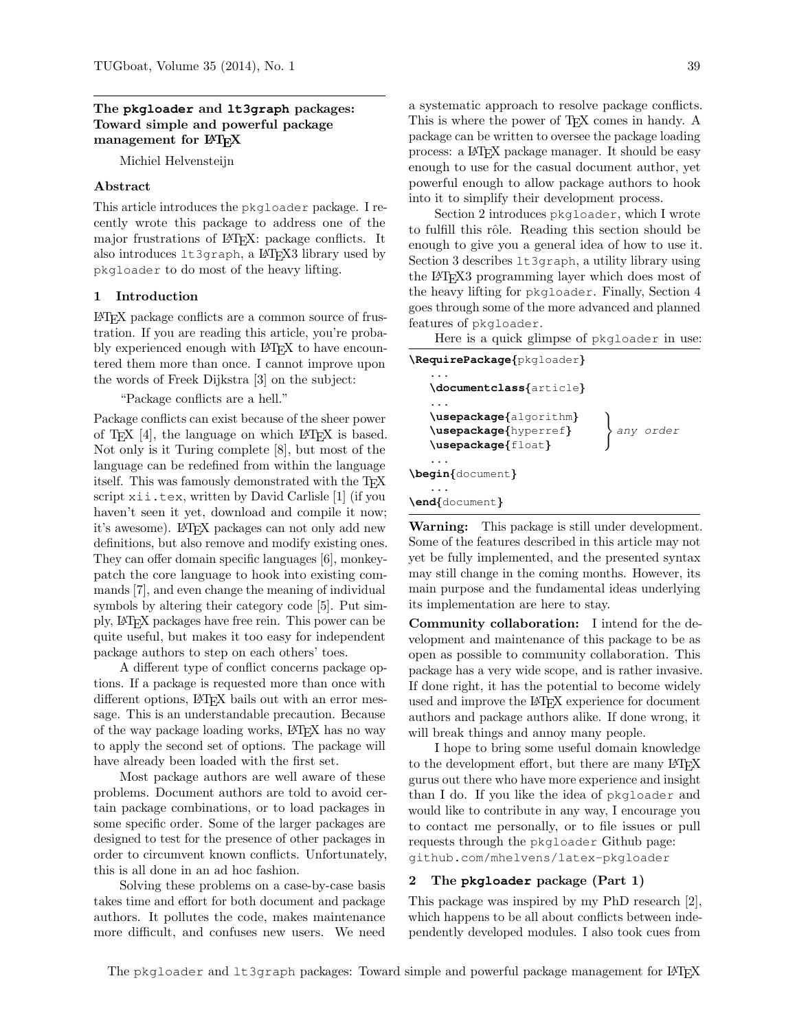# The pkgloader and lt3graph packages: Toward simple and powerful package management for LaTeX

Michiel Helvensteijn

### Abstract

This article introduces the pkgloader package. I recently wrote this package to address one of the major frustrations of LaTeX: package conflicts. It also introduces lt3graph, a LaTeX3 library used by pkgloader to do most of the heavy lifting.

## 1 Introduction

LaTeX package conflicts are a common source of frustration. If you are reading this article, you're probably experienced enough with LaTeX to have encountered them more than once. I cannot improve upon the words of Freek Dijkstra [3] on the subject:

> "Package conflicts are a hell."

Package conflicts can exist because of the sheer power of TeX [4], the language on which LaTeX is based. Not only is it Turing complete [8], but most of the language can be redefined from within the language itself. This was famously demonstrated with the TeX script xii.tex, written by David Carlisle [1] (if you haven't seen it yet, download and compile it now; it's awesome). LaTeX packages can not only add new definitions, but also remove and modify existing ones. They can offer domain specific languages [6], monkey-patch the core language to hook into existing commands [7], and even change the meaning of individual symbols by altering their category code [5]. Put simply, LaTeX packages have free rein. This power can be quite useful, but makes it too easy for independent package authors to step on each others' toes.

A different type of conflict concerns package options. If a package is requested more than once with different options, LaTeX bails out with an error message. This is an understandable precaution. Because of the way package loading works, LaTeX has no way to apply the second set of options. The package will have already been loaded with the first set.

Most package authors are well aware of these problems. Document authors are told to avoid certain package combinations, or to load packages in some specific order. Some of the larger packages are designed to test for the presence of other packages in order to circumvent known conflicts. Unfortunately, this is all done in an ad hoc fashion.

Solving these problems on a case-by-case basis takes time and effort for both document and package authors. It pollutes the code, makes maintenance more difficult, and confuses new users. We need a systematic approach to resolve package conflicts. This is where the power of TeX comes in handy. A package can be written to oversee the package loading process: a LaTeX package manager. It should be easy enough to use for the casual document author, yet powerful enough to allow package authors to hook into it to simplify their development process.

Section 2 introduces pkgloader, which I wrote to fulfill this rôle. Reading this section should be enough to give you a general idea of how to use it. Section 3 describes lt3graph, a utility library using the LaTeX3 programming layer which does most of the heavy lifting for pkgloader. Finally, Section 4 goes through some of the more advanced and planned features of pkgloader.

Here is a quick glimpse of pkgloader in use:

```
\RequirePackage{pkgloader}
  ...
  \documentclass{article}
  ...
  \usepackage{algorithm}  \
  \usepackage{hyperref}    } any order
  \usepackage{float}      /
  ...
\begin{document}
  ...
\end{document}
```

**Warning:** This package is still under development. Some of the features described in this article may not yet be fully implemented, and the presented syntax may still change in the coming months. However, its main purpose and the fundamental ideas underlying its implementation are here to stay.

**Community collaboration:** I intend for the development and maintenance of this package to be as open as possible to community collaboration. This package has a very wide scope, and is rather invasive. If done right, it has the potential to become widely used and improve the LaTeX experience for document authors and package authors alike. If done wrong, it will break things and annoy many people.

I hope to bring some useful domain knowledge to the development effort, but there are many LaTeX gurus out there who have more experience and insight than I do. If you like the idea of pkgloader and would like to contribute in any way, I encourage you to contact me personally, or to file issues or pull requests through the pkgloader Github page: github.com/mhelvens/latex-pkgloader

## 2 The pkgloader package (Part 1)

This package was inspired by my PhD research [2], which happens to be all about conflicts between independently developed modules. I also took cues from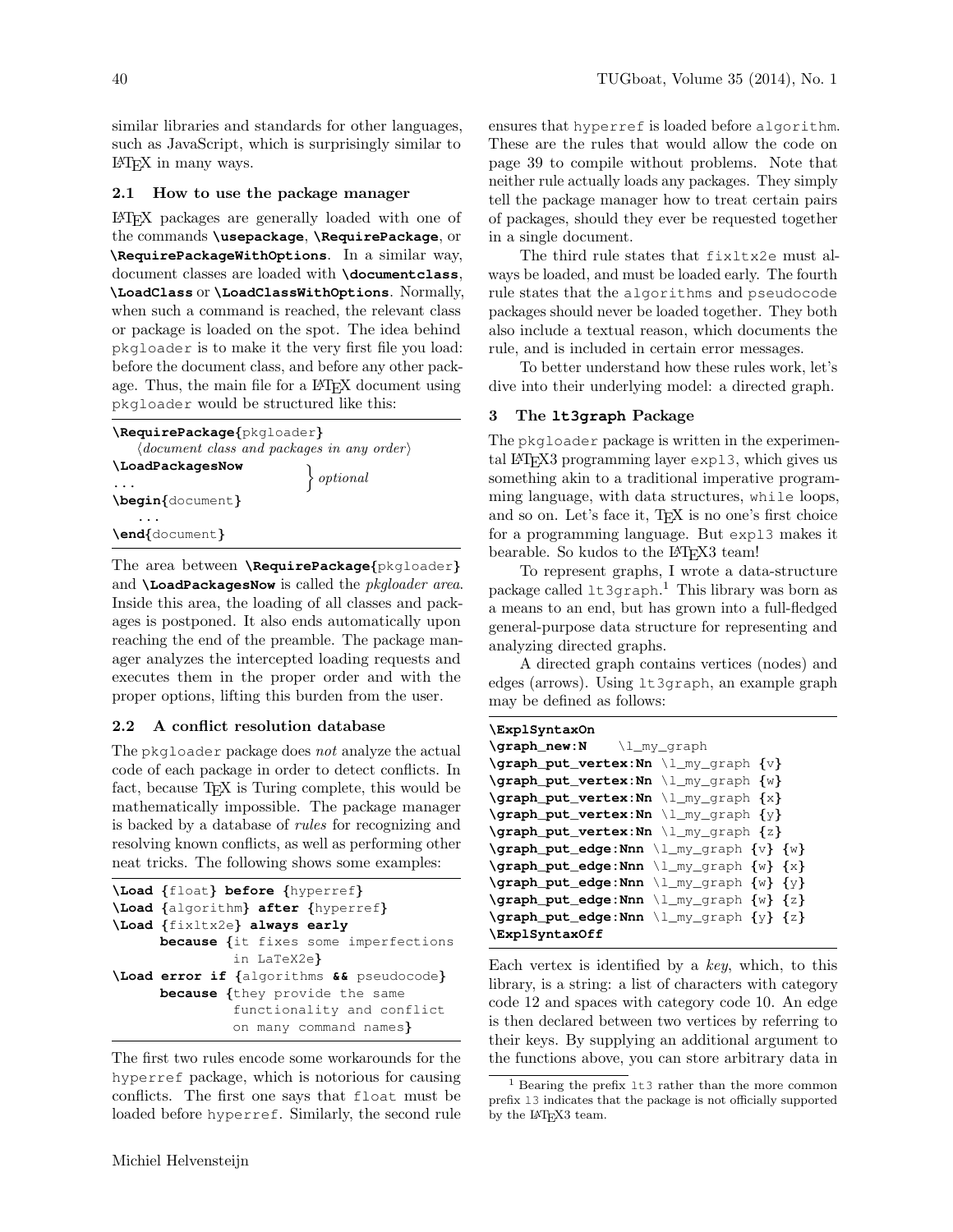similar libraries and standards for other languages, such as JavaScript, which is surprisingly similar to LaTeX in many ways.

### 2.1 How to use the package manager

LaTeX packages are generally loaded with one of the commands **\usepackage**, **\RequirePackage**, or **\RequirePackageWithOptions**. In a similar way, document classes are loaded with **\documentclass**, **\LoadClass** or **\LoadClassWithOptions**. Normally, when such a command is reached, the relevant class or package is loaded on the spot. The idea behind pkgloader is to make it the very first file you load: before the document class, and before any other package. Thus, the main file for a LaTeX document using pkgloader would be structured like this:

```
\RequirePackage{pkgloader}
    ⟨document class and packages in any order⟩
\LoadPackagesNow  }
...               } optional
\begin{document}
    ...
\end{document}
```

The area between **\RequirePackage{**pkgloader**}** and **\LoadPackagesNow** is called the *pkgloader area*. Inside this area, the loading of all classes and packages is postponed. It also ends automatically upon reaching the end of the preamble. The package manager analyzes the intercepted loading requests and executes them in the proper order and with the proper options, lifting this burden from the user.

### 2.2 A conflict resolution database

The pkgloader package does *not* analyze the actual code of each package in order to detect conflicts. In fact, because TeX is Turing complete, this would be mathematically impossible. The package manager is backed by a database of *rules* for recognizing and resolving known conflicts, as well as performing other neat tricks. The following shows some examples:

```
\Load {float} before {hyperref}
\Load {algorithm} after {hyperref}
\Load {fixltx2e} always early
      because {it fixes some imperfections
               in LaTeX2e}
\Load error if {algorithms && pseudocode}
      because {they provide the same
               functionality and conflict
               on many command names}
```

The first two rules encode some workarounds for the hyperref package, which is notorious for causing conflicts. The first one says that float must be loaded before hyperref. Similarly, the second rule ensures that hyperref is loaded before algorithm. These are the rules that would allow the code on page 39 to compile without problems. Note that neither rule actually loads any packages. They simply tell the package manager how to treat certain pairs of packages, should they ever be requested together in a single document.

The third rule states that fixltx2e must always be loaded, and must be loaded early. The fourth rule states that the algorithms and pseudocode packages should never be loaded together. They both also include a textual reason, which documents the rule, and is included in certain error messages.

To better understand how these rules work, let's dive into their underlying model: a directed graph.

## 3 The lt3graph Package

The pkgloader package is written in the experimental LaTeX3 programming layer expl3, which gives us something akin to a traditional imperative programming language, with data structures, while loops, and so on. Let's face it, TeX is no one's first choice for a programming language. But expl3 makes it bearable. So kudos to the LaTeX3 team!

To represent graphs, I wrote a data-structure package called lt3graph.[1] This library was born as a means to an end, but has grown into a full-fledged general-purpose data structure for representing and analyzing directed graphs.

A directed graph contains vertices (nodes) and edges (arrows). Using lt3graph, an example graph may be defined as follows:

```
\ExplSyntaxOn
\graph_new:N    \l_my_graph
\graph_put_vertex:Nn \l_my_graph {v}
\graph_put_vertex:Nn \l_my_graph {w}
\graph_put_vertex:Nn \l_my_graph {x}
\graph_put_vertex:Nn \l_my_graph {y}
\graph_put_vertex:Nn \l_my_graph {z}
\graph_put_edge:Nnn \l_my_graph {v} {w}
\graph_put_edge:Nnn \l_my_graph {w} {x}
\graph_put_edge:Nnn \l_my_graph {w} {y}
\graph_put_edge:Nnn \l_my_graph {w} {z}
\graph_put_edge:Nnn \l_my_graph {y} {z}
\ExplSyntaxOff
```

Each vertex is identified by a *key*, which, to this library, is a string: a list of characters with category code 12 and spaces with category code 10. An edge is then declared between two vertices by referring to their keys. By supplying an additional argument to the functions above, you can store arbitrary data in

[1] Bearing the prefix lt3 rather than the more common prefix l3 indicates that the package is not officially supported by the LaTeX3 team.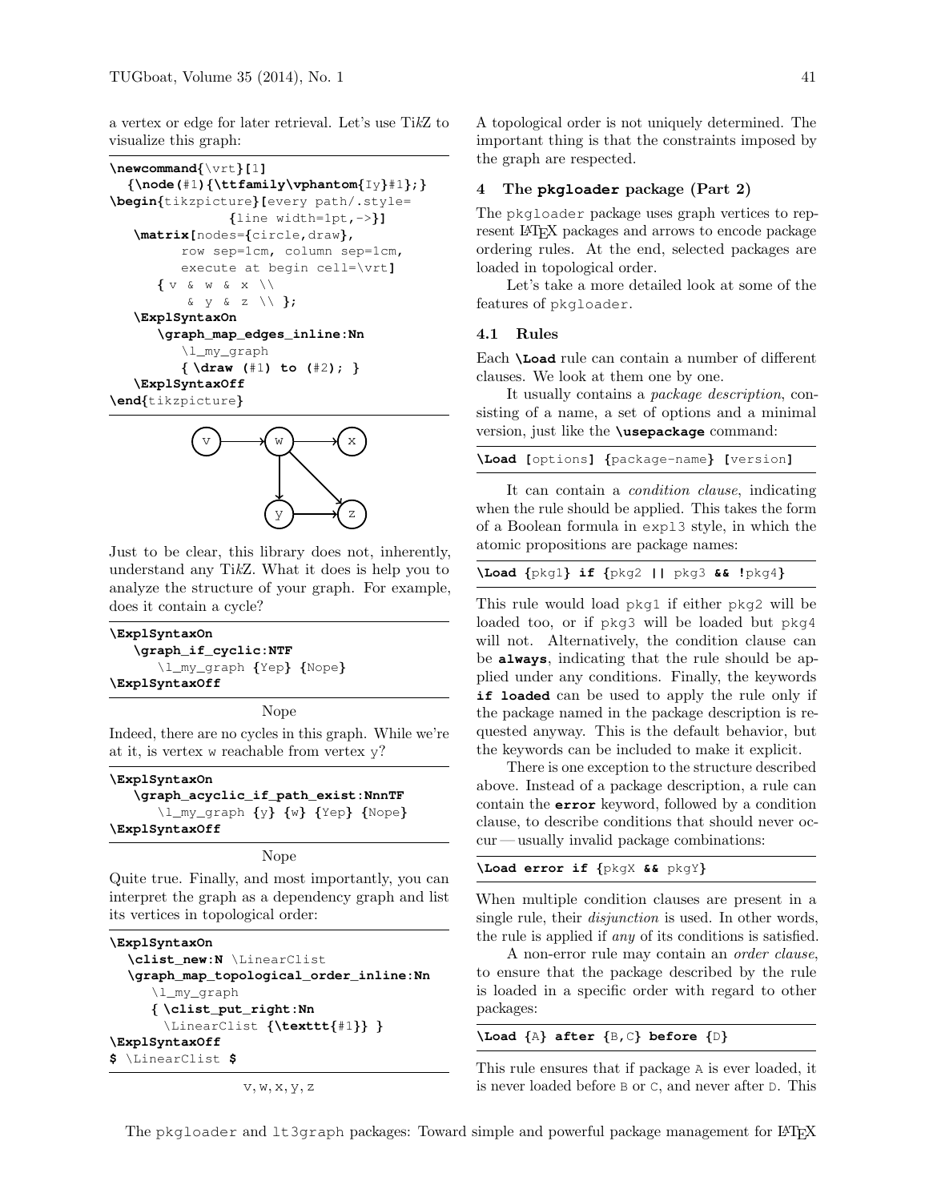a vertex or edge for later retrieval. Let's use TikZ to visualize this graph:

```
\newcommand{\vrt}[1]
  {\node(#1){\ttfamily\vphantom{Iy}#1};}
\begin{tikzpicture}[every path/.style=
              {line width=1pt,->}]
  \matrix[nodes={circle,draw},
        row sep=1cm, column sep=1cm,
        execute at begin cell=\vrt]
    { v & w & x \\
        & y & z \\ };
  \ExplSyntaxOn
    \graph_map_edges_inline:Nn
      \l_my_graph
      { \draw (#1) to (#2); }
  \ExplSyntaxOff
\end{tikzpicture}
```

Just to be clear, this library does not, inherently, understand any TikZ. What it does is help you to analyze the structure of your graph. For example, does it contain a cycle?

```
\ExplSyntaxOn
  \graph_if_cyclic:NTF
    \l_my_graph {Yep} {Nope}
\ExplSyntaxOff
```

Nope

Indeed, there are no cycles in this graph. While we're at it, is vertex w reachable from vertex y?

```
\ExplSyntaxOn
  \graph_acyclic_if_path_exist:NnnTF
    \l_my_graph {y} {w} {Yep} {Nope}
\ExplSyntaxOff
```

Nope

Quite true. Finally, and most importantly, you can interpret the graph as a dependency graph and list its vertices in topological order:

```
\ExplSyntaxOn
  \clist_new:N \LinearClist
  \graph_map_topological_order_inline:Nn
    \l_my_graph
    { \clist_put_right:Nn
      \LinearClist {\texttt{#1}} }
\ExplSyntaxOff
$ \LinearClist $
```

v, w, x, y, z

A topological order is not uniquely determined. The important thing is that the constraints imposed by the graph are respected.

## 4 The pkgloader package (Part 2)

The pkgloader package uses graph vertices to represent LaTeX packages and arrows to encode package ordering rules. At the end, selected packages are loaded in topological order.

Let's take a more detailed look at some of the features of pkgloader.

### 4.1 Rules

Each **\Load** rule can contain a number of different clauses. We look at them one by one.

It usually contains a *package description*, consisting of a name, a set of options and a minimal version, just like the **\usepackage** command:

```
\Load [options] {package-name} [version]
```

It can contain a *condition clause*, indicating when the rule should be applied. This takes the form of a Boolean formula in expl3 style, in which the atomic propositions are package names:

```
\Load {pkg1} if {pkg2 || pkg3 && !pkg4}
```

This rule would load pkg1 if either pkg2 will be loaded too, or if pkg3 will be loaded but pkg4 will not. Alternatively, the condition clause can be **always**, indicating that the rule should be applied under any conditions. Finally, the keywords **if loaded** can be used to apply the rule only if the package named in the package description is requested anyway. This is the default behavior, but the keywords can be included to make it explicit.

There is one exception to the structure described above. Instead of a package description, a rule can contain the **error** keyword, followed by a condition clause, to describe conditions that should never occur — usually invalid package combinations:

```
\Load error if {pkgX && pkgY}
```

When multiple condition clauses are present in a single rule, their *disjunction* is used. In other words, the rule is applied if *any* of its conditions is satisfied.

A non-error rule may contain an *order clause*, to ensure that the package described by the rule is loaded in a specific order with regard to other packages:

```
\Load {A} after {B,C} before {D}
```

This rule ensures that if package A is ever loaded, it is never loaded before B or C, and never after D. This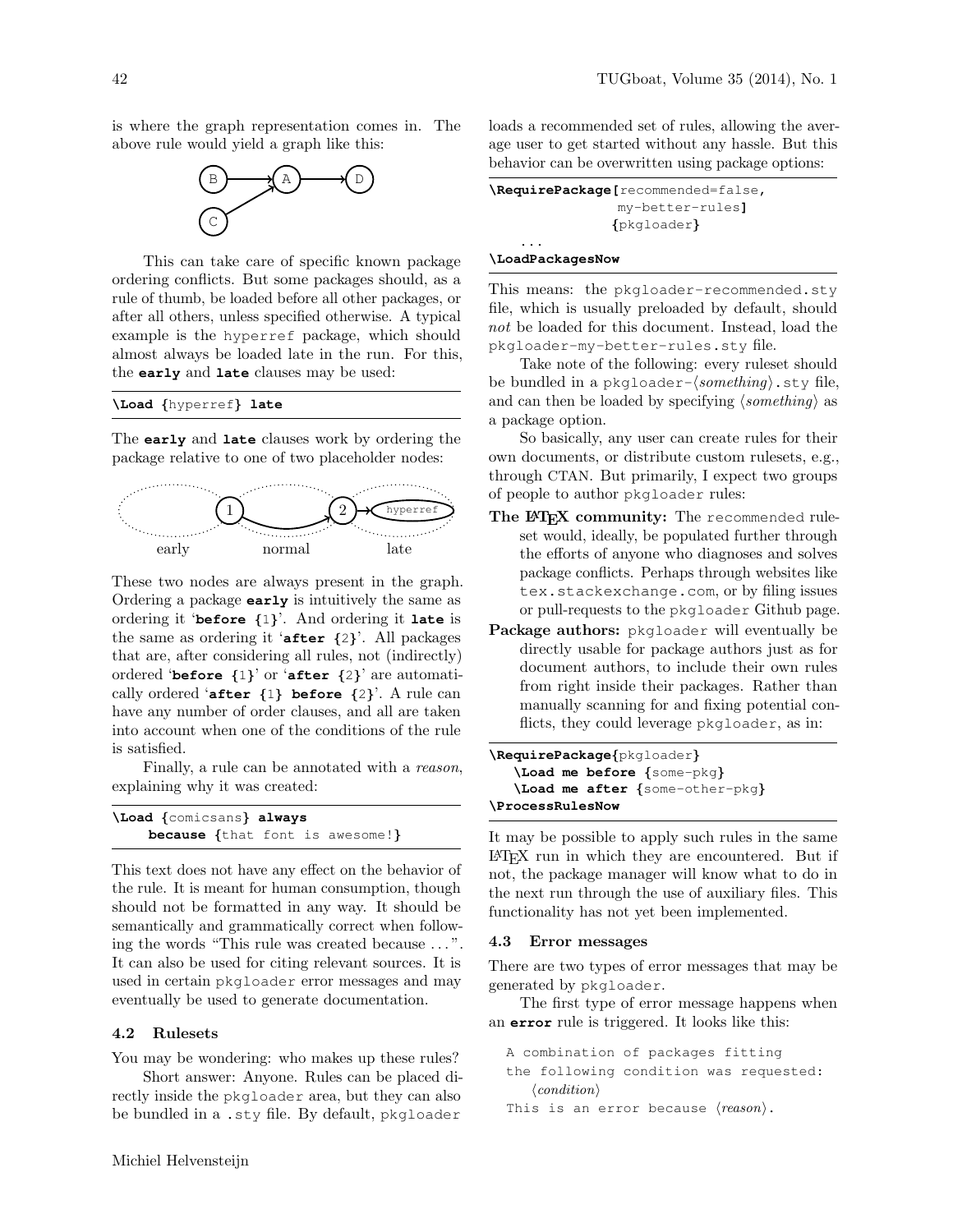is where the graph representation comes in. The above rule would yield a graph like this:

This can take care of specific known package ordering conflicts. But some packages should, as a rule of thumb, be loaded before all other packages, or after all others, unless specified otherwise. A typical example is the `hyperref` package, which should almost always be loaded late in the run. For this, the **`early`** and **`late`** clauses may be used:

```
\Load {hyperref} late
```

The **`early`** and **`late`** clauses work by ordering the package relative to one of two placeholder nodes:

These two nodes are always present in the graph. Ordering a package **`early`** is intuitively the same as ordering it '**`before {1}`**'. And ordering it **`late`** is the same as ordering it '**`after {2}`**'. All packages that are, after considering all rules, not (indirectly) ordered '**`before {1}`**' or '**`after {2}`**' are automatically ordered '**`after {1} before {2}`**'. A rule can have any number of order clauses, and all are taken into account when one of the conditions of the rule is satisfied.

Finally, a rule can be annotated with a *reason*, explaining why it was created:

```
\Load {comicsans} always
    because {that font is awesome!}
```

This text does not have any effect on the behavior of the rule. It is meant for human consumption, though should not be formatted in any way. It should be semantically and grammatically correct when following the words "This rule was created because ...". It can also be used for citing relevant sources. It is used in certain `pkgloader` error messages and may eventually be used to generate documentation.

### 4.2 Rulesets

You may be wondering: who makes up these rules?

Short answer: Anyone. Rules can be placed directly inside the `pkgloader` area, but they can also be bundled in a `.sty` file. By default, `pkgloader` loads a recommended set of rules, allowing the average user to get started without any hassle. But this behavior can be overwritten using package options:

```
\RequirePackage[recommended=false,
                my-better-rules]
               {pkgloader}
    ...
\LoadPackagesNow
```

This means: the `pkgloader-recommended.sty` file, which is usually preloaded by default, should *not* be loaded for this document. Instead, load the `pkgloader-my-better-rules.sty` file.

Take note of the following: every ruleset should be bundled in a `pkgloader-`⟨*something*⟩`.sty` file, and can then be loaded by specifying ⟨*something*⟩ as a package option.

So basically, any user can create rules for their own documents, or distribute custom rulesets, e.g., through CTAN. But primarily, I expect two groups of people to author `pkgloader` rules:

**The LaTeX community:** The `recommended` ruleset would, ideally, be populated further through the efforts of anyone who diagnoses and solves package conflicts. Perhaps through websites like `tex.stackexchange.com`, or by filing issues or pull-requests to the `pkgloader` Github page.

**Package authors:** `pkgloader` will eventually be directly usable for package authors just as for document authors, to include their own rules from right inside their packages. Rather than manually scanning for and fixing potential conflicts, they could leverage `pkgloader`, as in:

```
\RequirePackage{pkgloader}
   \Load me before {some-pkg}
   \Load me after {some-other-pkg}
\ProcessRulesNow
```

It may be possible to apply such rules in the same LaTeX run in which they are encountered. But if not, the package manager will know what to do in the next run through the use of auxiliary files. This functionality has not yet been implemented.

### 4.3 Error messages

There are two types of error messages that may be generated by `pkgloader`.

The first type of error message happens when an **`error`** rule is triggered. It looks like this:

```
A combination of packages fitting
the following condition was requested:
   ⟨condition⟩
This is an error because ⟨reason⟩.
```

Michiel Helvensteijn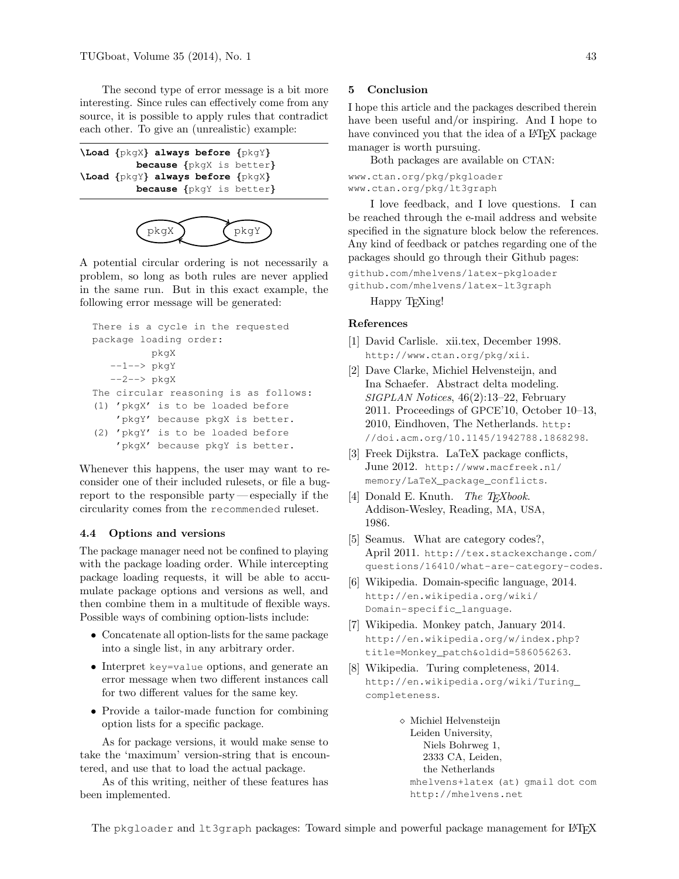The second type of error message is a bit more interesting. Since rules can effectively come from any source, it is possible to apply rules that contradict each other. To give an (unrealistic) example:

```
\Load {pkgX} always before {pkgY}
        because {pkgX is better}
\Load {pkgY} always before {pkgX}
        because {pkgY is better}
```

pkgX

pkgY

A potential circular ordering is not necessarily a problem, so long as both rules are never applied in the same run. But in this exact example, the following error message will be generated:

```
There is a cycle in the requested
package loading order:
          pkgX
   --1--> pkgY
   --2--> pkgX
The circular reasoning is as follows:
(1) 'pkgX' is to be loaded before
    'pkgY' because pkgX is better.
(2) 'pkgY' is to be loaded before
    'pkgX' because pkgY is better.
```

Whenever this happens, the user may want to reconsider one of their included rulesets, or file a bugreport to the responsible party — especially if the circularity comes from the `recommended` ruleset.

### 4.4 Options and versions

The package manager need not be confined to playing with the package loading order. While intercepting package loading requests, it will be able to accumulate package options and versions as well, and then combine them in a multitude of flexible ways. Possible ways of combining option-lists include:

- Concatenate all option-lists for the same package into a single list, in any arbitrary order.
- Interpret `key=value` options, and generate an error message when two different instances call for two different values for the same key.
- Provide a tailor-made function for combining option lists for a specific package.

As for package versions, it would make sense to take the 'maximum' version-string that is encountered, and use that to load the actual package.

As of this writing, neither of these features has been implemented.

## 5 Conclusion

I hope this article and the packages described therein have been useful and/or inspiring. And I hope to have convinced you that the idea of a LaTeX package manager is worth pursuing.

Both packages are available on CTAN:

`www.ctan.org/pkg/pkgloader`
`www.ctan.org/pkg/lt3graph`

I love feedback, and I love questions. I can be reached through the e-mail address and website specified in the signature block below the references. Any kind of feedback or patches regarding one of the packages should go through their Github pages:

`github.com/mhelvens/latex-pkgloader`
`github.com/mhelvens/latex-lt3graph`

Happy TeXing!

## References

[1] David Carlisle. xii.tex, December 1998. `http://www.ctan.org/pkg/xii`.

[2] Dave Clarke, Michiel Helvensteijn, and Ina Schaefer. Abstract delta modeling. *SIGPLAN Notices*, 46(2):13–22, February 2011. Proceedings of GPCE'10, October 10–13, 2010, Eindhoven, The Netherlands. `http://doi.acm.org/10.1145/1942788.1868298`.

[3] Freek Dijkstra. LaTeX package conflicts, June 2012. `http://www.macfreek.nl/memory/LaTeX_package_conflicts`.

[4] Donald E. Knuth. *The TeXbook*. Addison-Wesley, Reading, MA, USA, 1986.

[5] Seamus. What are category codes?, April 2011. `http://tex.stackexchange.com/questions/16410/what-are-category-codes`.

[6] Wikipedia. Domain-specific language, 2014. `http://en.wikipedia.org/wiki/Domain-specific_language`.

[7] Wikipedia. Monkey patch, January 2014. `http://en.wikipedia.org/w/index.php?title=Monkey_patch&oldid=586056263`.

[8] Wikipedia. Turing completeness, 2014. `http://en.wikipedia.org/wiki/Turing_completeness`.

◇ Michiel Helvensteijn
Leiden University,
Niels Bohrweg 1,
2333 CA, Leiden,
the Netherlands
`mhelvens+latex (at) gmail dot com`
`http://mhelvens.net`